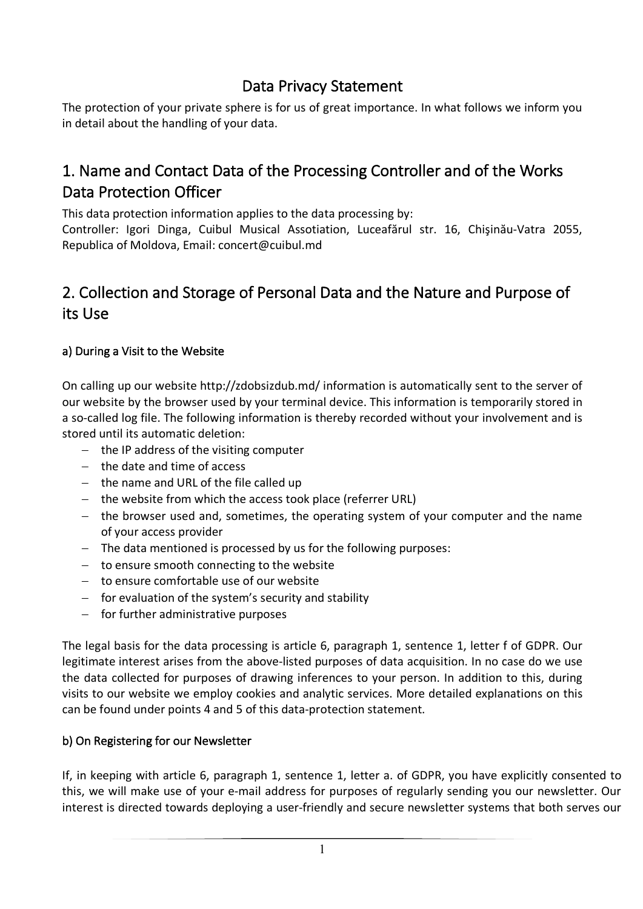# Data Privacy Statement

The protection of your private sphere is for us of great importance. In what follows we inform you in detail about the handling of your data.

## 1. Name and Contact Data of the Processing Controller and of the Works Data Protection Officer

This data protection information applies to the data processing by:
Controller: Igori Dinga, Cuibul Musical Assotiation, Luceafărul str. 16, Chişinău-Vatra 2055, Republica of Moldova, Email: concert@cuibul.md

## 2. Collection and Storage of Personal Data and the Nature and Purpose of its Use

### a) During a Visit to the Website

On calling up our website http://zdobsizdub.md/ information is automatically sent to the server of our website by the browser used by your terminal device. This information is temporarily stored in a so-called log file. The following information is thereby recorded without your involvement and is stored until its automatic deletion:

- the IP address of the visiting computer
- the date and time of access
- the name and URL of the file called up
- the website from which the access took place (referrer URL)
- the browser used and, sometimes, the operating system of your computer and the name of your access provider
- The data mentioned is processed by us for the following purposes:
- to ensure smooth connecting to the website
- to ensure comfortable use of our website
- for evaluation of the system's security and stability
- for further administrative purposes

The legal basis for the data processing is article 6, paragraph 1, sentence 1, letter f of GDPR. Our legitimate interest arises from the above-listed purposes of data acquisition. In no case do we use the data collected for purposes of drawing inferences to your person. In addition to this, during visits to our website we employ cookies and analytic services. More detailed explanations on this can be found under points 4 and 5 of this data-protection statement.

### b) On Registering for our Newsletter

If, in keeping with article 6, paragraph 1, sentence 1, letter a. of GDPR, you have explicitly consented to this, we will make use of your e-mail address for purposes of regularly sending you our newsletter. Our interest is directed towards deploying a user-friendly and secure newsletter systems that both serves our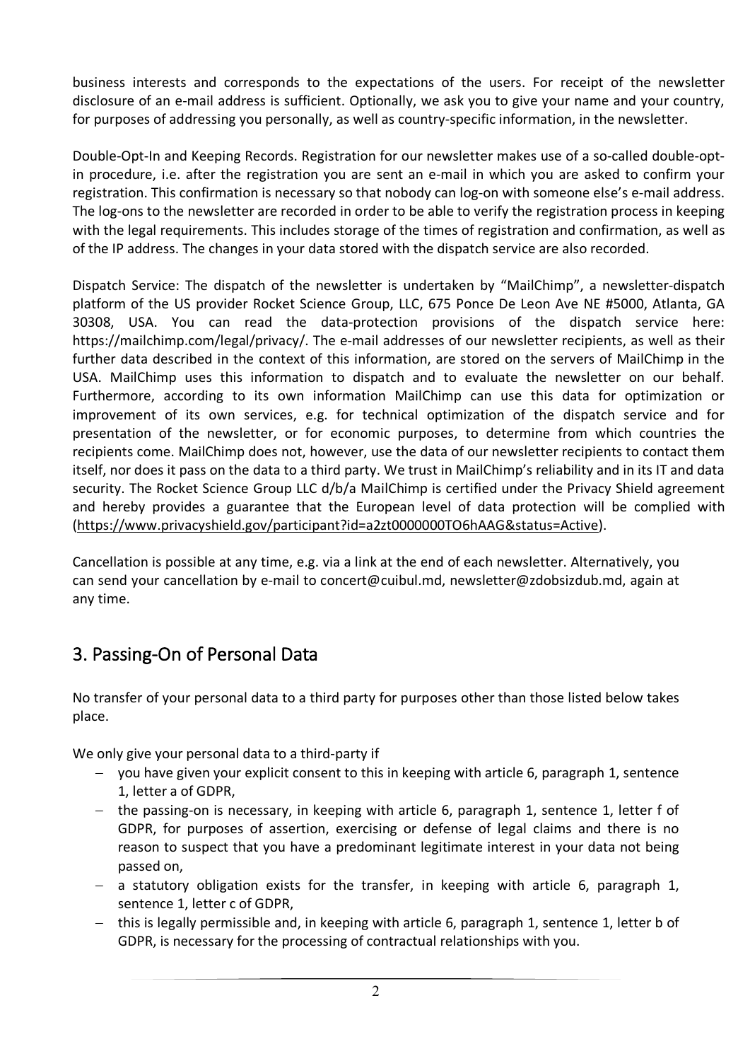business interests and corresponds to the expectations of the users. For receipt of the newsletter disclosure of an e-mail address is sufficient. Optionally, we ask you to give your name and your country, for purposes of addressing you personally, as well as country-specific information, in the newsletter.

Double-Opt-In and Keeping Records. Registration for our newsletter makes use of a so-called double-opt-in procedure, i.e. after the registration you are sent an e-mail in which you are asked to confirm your registration. This confirmation is necessary so that nobody can log-on with someone else's e-mail address. The log-ons to the newsletter are recorded in order to be able to verify the registration process in keeping with the legal requirements. This includes storage of the times of registration and confirmation, as well as of the IP address. The changes in your data stored with the dispatch service are also recorded.

Dispatch Service: The dispatch of the newsletter is undertaken by "MailChimp", a newsletter-dispatch platform of the US provider Rocket Science Group, LLC, 675 Ponce De Leon Ave NE #5000, Atlanta, GA 30308, USA. You can read the data-protection provisions of the dispatch service here: https://mailchimp.com/legal/privacy/. The e-mail addresses of our newsletter recipients, as well as their further data described in the context of this information, are stored on the servers of MailChimp in the USA. MailChimp uses this information to dispatch and to evaluate the newsletter on our behalf. Furthermore, according to its own information MailChimp can use this data for optimization or improvement of its own services, e.g. for technical optimization of the dispatch service and for presentation of the newsletter, or for economic purposes, to determine from which countries the recipients come. MailChimp does not, however, use the data of our newsletter recipients to contact them itself, nor does it pass on the data to a third party. We trust in MailChimp's reliability and in its IT and data security. The Rocket Science Group LLC d/b/a MailChimp is certified under the Privacy Shield agreement and hereby provides a guarantee that the European level of data protection will be complied with (https://www.privacyshield.gov/participant?id=a2zt0000000TO6hAAG&status=Active).

Cancellation is possible at any time, e.g. via a link at the end of each newsletter. Alternatively, you can send your cancellation by e-mail to concert@cuibul.md, newsletter@zdobsizdub.md, again at any time.

## 3. Passing-On of Personal Data

No transfer of your personal data to a third party for purposes other than those listed below takes place.

We only give your personal data to a third-party if

- you have given your explicit consent to this in keeping with article 6, paragraph 1, sentence 1, letter a of GDPR,
- the passing-on is necessary, in keeping with article 6, paragraph 1, sentence 1, letter f of GDPR, for purposes of assertion, exercising or defense of legal claims and there is no reason to suspect that you have a predominant legitimate interest in your data not being passed on,
- a statutory obligation exists for the transfer, in keeping with article 6, paragraph 1, sentence 1, letter c of GDPR,
- this is legally permissible and, in keeping with article 6, paragraph 1, sentence 1, letter b of GDPR, is necessary for the processing of contractual relationships with you.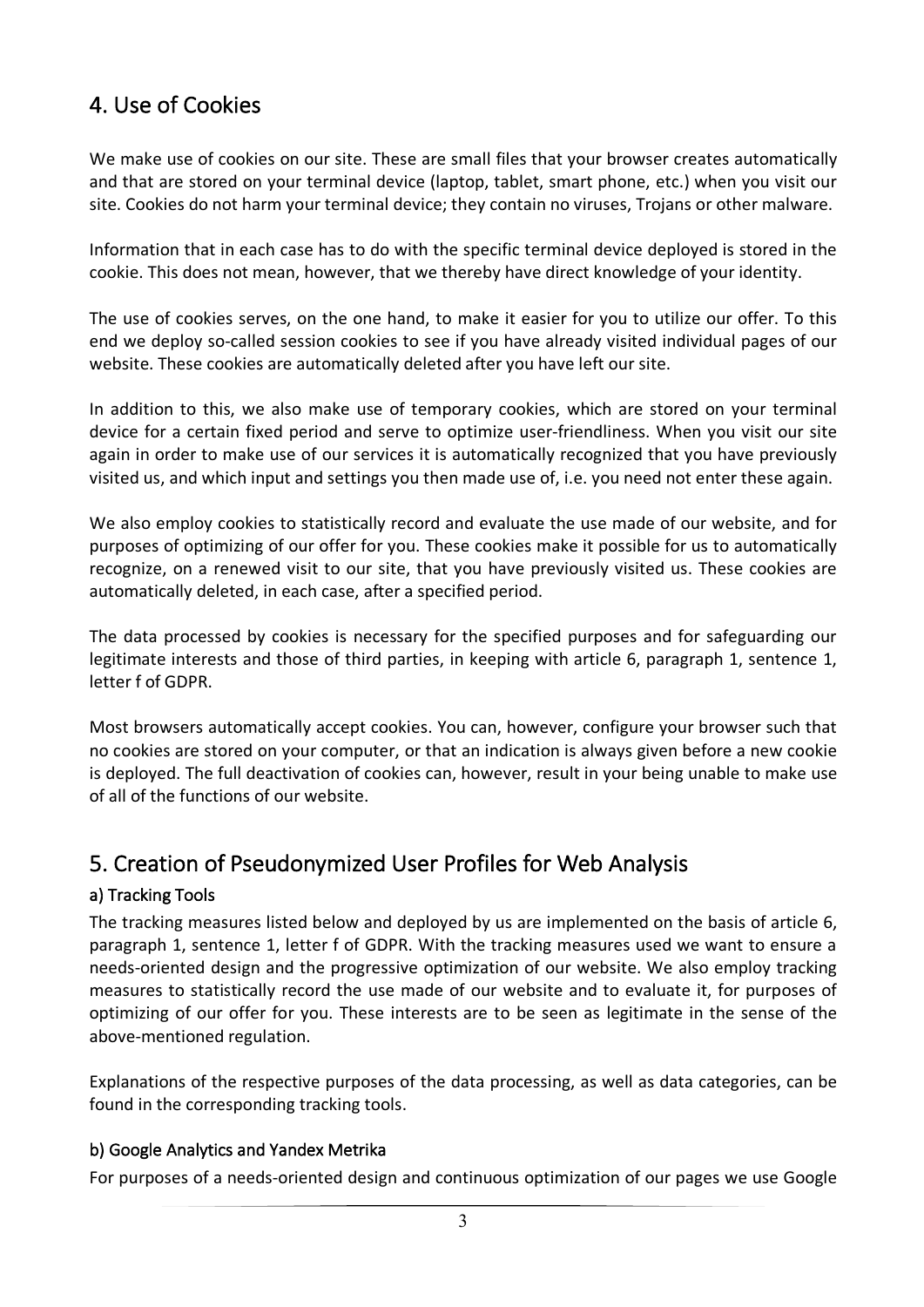## 4. Use of Cookies

We make use of cookies on our site. These are small files that your browser creates automatically and that are stored on your terminal device (laptop, tablet, smart phone, etc.) when you visit our site. Cookies do not harm your terminal device; they contain no viruses, Trojans or other malware.

Information that in each case has to do with the specific terminal device deployed is stored in the cookie. This does not mean, however, that we thereby have direct knowledge of your identity.

The use of cookies serves, on the one hand, to make it easier for you to utilize our offer. To this end we deploy so-called session cookies to see if you have already visited individual pages of our website. These cookies are automatically deleted after you have left our site.

In addition to this, we also make use of temporary cookies, which are stored on your terminal device for a certain fixed period and serve to optimize user-friendliness. When you visit our site again in order to make use of our services it is automatically recognized that you have previously visited us, and which input and settings you then made use of, i.e. you need not enter these again.

We also employ cookies to statistically record and evaluate the use made of our website, and for purposes of optimizing of our offer for you. These cookies make it possible for us to automatically recognize, on a renewed visit to our site, that you have previously visited us. These cookies are automatically deleted, in each case, after a specified period.

The data processed by cookies is necessary for the specified purposes and for safeguarding our legitimate interests and those of third parties, in keeping with article 6, paragraph 1, sentence 1, letter f of GDPR.

Most browsers automatically accept cookies. You can, however, configure your browser such that no cookies are stored on your computer, or that an indication is always given before a new cookie is deployed. The full deactivation of cookies can, however, result in your being unable to make use of all of the functions of our website.

## 5. Creation of Pseudonymized User Profiles for Web Analysis

### a) Tracking Tools

The tracking measures listed below and deployed by us are implemented on the basis of article 6, paragraph 1, sentence 1, letter f of GDPR. With the tracking measures used we want to ensure a needs-oriented design and the progressive optimization of our website. We also employ tracking measures to statistically record the use made of our website and to evaluate it, for purposes of optimizing of our offer for you. These interests are to be seen as legitimate in the sense of the above-mentioned regulation.

Explanations of the respective purposes of the data processing, as well as data categories, can be found in the corresponding tracking tools.

### b) Google Analytics and Yandex Metrika

For purposes of a needs-oriented design and continuous optimization of our pages we use Google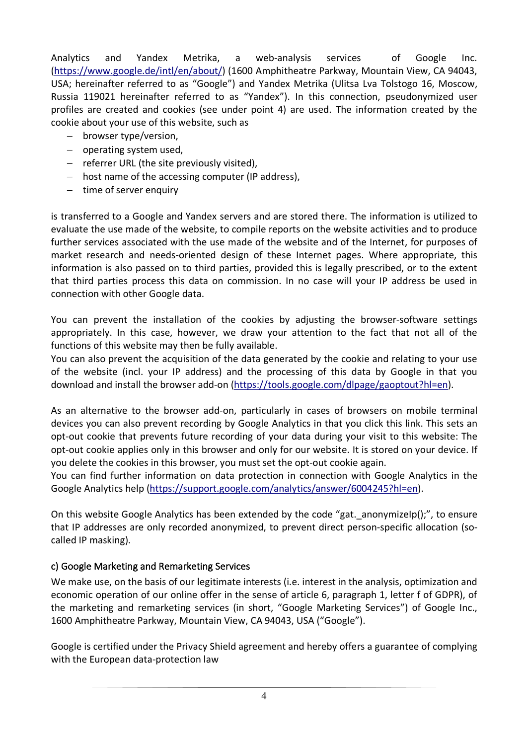Analytics and Yandex Metrika, a web-analysis services of Google Inc. (https://www.google.de/intl/en/about/) (1600 Amphitheatre Parkway, Mountain View, CA 94043, USA; hereinafter referred to as "Google") and Yandex Metrika (Ulitsa Lva Tolstogo 16, Moscow, Russia 119021 hereinafter referred to as "Yandex"). In this connection, pseudonymized user profiles are created and cookies (see under point 4) are used. The information created by the cookie about your use of this website, such as

- browser type/version,
- operating system used,
- referrer URL (the site previously visited),
- host name of the accessing computer (IP address),
- time of server enquiry

is transferred to a Google and Yandex servers and are stored there. The information is utilized to evaluate the use made of the website, to compile reports on the website activities and to produce further services associated with the use made of the website and of the Internet, for purposes of market research and needs-oriented design of these Internet pages. Where appropriate, this information is also passed on to third parties, provided this is legally prescribed, or to the extent that third parties process this data on commission. In no case will your IP address be used in connection with other Google data.

You can prevent the installation of the cookies by adjusting the browser-software settings appropriately. In this case, however, we draw your attention to the fact that not all of the functions of this website may then be fully available.
You can also prevent the acquisition of the data generated by the cookie and relating to your use of the website (incl. your IP address) and the processing of this data by Google in that you download and install the browser add-on (https://tools.google.com/dlpage/gaoptout?hl=en).

As an alternative to the browser add-on, particularly in cases of browsers on mobile terminal devices you can also prevent recording by Google Analytics in that you click this link. This sets an opt-out cookie that prevents future recording of your data during your visit to this website: The opt-out cookie applies only in this browser and only for our website. It is stored on your device. If you delete the cookies in this browser, you must set the opt-out cookie again.
You can find further information on data protection in connection with Google Analytics in the Google Analytics help (https://support.google.com/analytics/answer/6004245?hl=en).

On this website Google Analytics has been extended by the code "gat._anonymizeIp();", to ensure that IP addresses are only recorded anonymized, to prevent direct person-specific allocation (so-called IP masking).

### c) Google Marketing and Remarketing Services

We make use, on the basis of our legitimate interests (i.e. interest in the analysis, optimization and economic operation of our online offer in the sense of article 6, paragraph 1, letter f of GDPR), of the marketing and remarketing services (in short, "Google Marketing Services") of Google Inc., 1600 Amphitheatre Parkway, Mountain View, CA 94043, USA ("Google").

Google is certified under the Privacy Shield agreement and hereby offers a guarantee of complying with the European data-protection law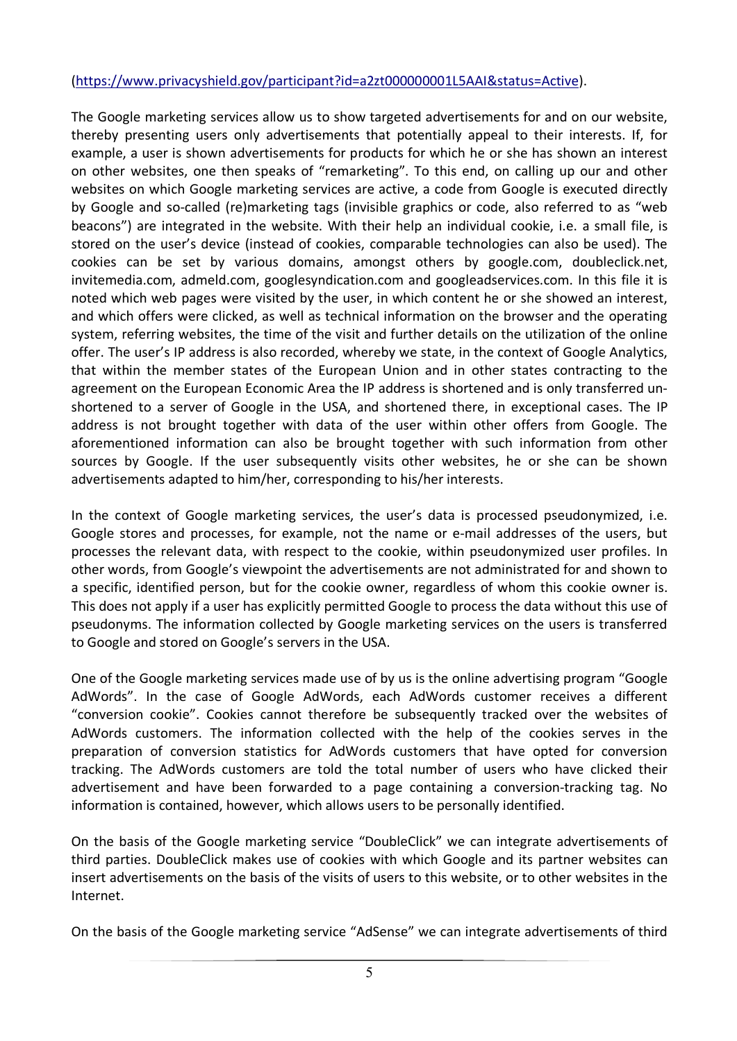(https://www.privacyshield.gov/participant?id=a2zt000000001L5AAI&status=Active).

The Google marketing services allow us to show targeted advertisements for and on our website, thereby presenting users only advertisements that potentially appeal to their interests. If, for example, a user is shown advertisements for products for which he or she has shown an interest on other websites, one then speaks of "remarketing". To this end, on calling up our and other websites on which Google marketing services are active, a code from Google is executed directly by Google and so-called (re)marketing tags (invisible graphics or code, also referred to as "web beacons") are integrated in the website. With their help an individual cookie, i.e. a small file, is stored on the user's device (instead of cookies, comparable technologies can also be used). The cookies can be set by various domains, amongst others by google.com, doubleclick.net, invitemedia.com, admeld.com, googlesyndication.com and googleadservices.com. In this file it is noted which web pages were visited by the user, in which content he or she showed an interest, and which offers were clicked, as well as technical information on the browser and the operating system, referring websites, the time of the visit and further details on the utilization of the online offer. The user's IP address is also recorded, whereby we state, in the context of Google Analytics, that within the member states of the European Union and in other states contracting to the agreement on the European Economic Area the IP address is shortened and is only transferred un-shortened to a server of Google in the USA, and shortened there, in exceptional cases. The IP address is not brought together with data of the user within other offers from Google. The aforementioned information can also be brought together with such information from other sources by Google. If the user subsequently visits other websites, he or she can be shown advertisements adapted to him/her, corresponding to his/her interests.

In the context of Google marketing services, the user's data is processed pseudonymized, i.e. Google stores and processes, for example, not the name or e-mail addresses of the users, but processes the relevant data, with respect to the cookie, within pseudonymized user profiles. In other words, from Google's viewpoint the advertisements are not administrated for and shown to a specific, identified person, but for the cookie owner, regardless of whom this cookie owner is. This does not apply if a user has explicitly permitted Google to process the data without this use of pseudonyms. The information collected by Google marketing services on the users is transferred to Google and stored on Google's servers in the USA.

One of the Google marketing services made use of by us is the online advertising program "Google AdWords". In the case of Google AdWords, each AdWords customer receives a different "conversion cookie". Cookies cannot therefore be subsequently tracked over the websites of AdWords customers. The information collected with the help of the cookies serves in the preparation of conversion statistics for AdWords customers that have opted for conversion tracking. The AdWords customers are told the total number of users who have clicked their advertisement and have been forwarded to a page containing a conversion-tracking tag. No information is contained, however, which allows users to be personally identified.

On the basis of the Google marketing service "DoubleClick" we can integrate advertisements of third parties. DoubleClick makes use of cookies with which Google and its partner websites can insert advertisements on the basis of the visits of users to this website, or to other websites in the Internet.

On the basis of the Google marketing service "AdSense" we can integrate advertisements of third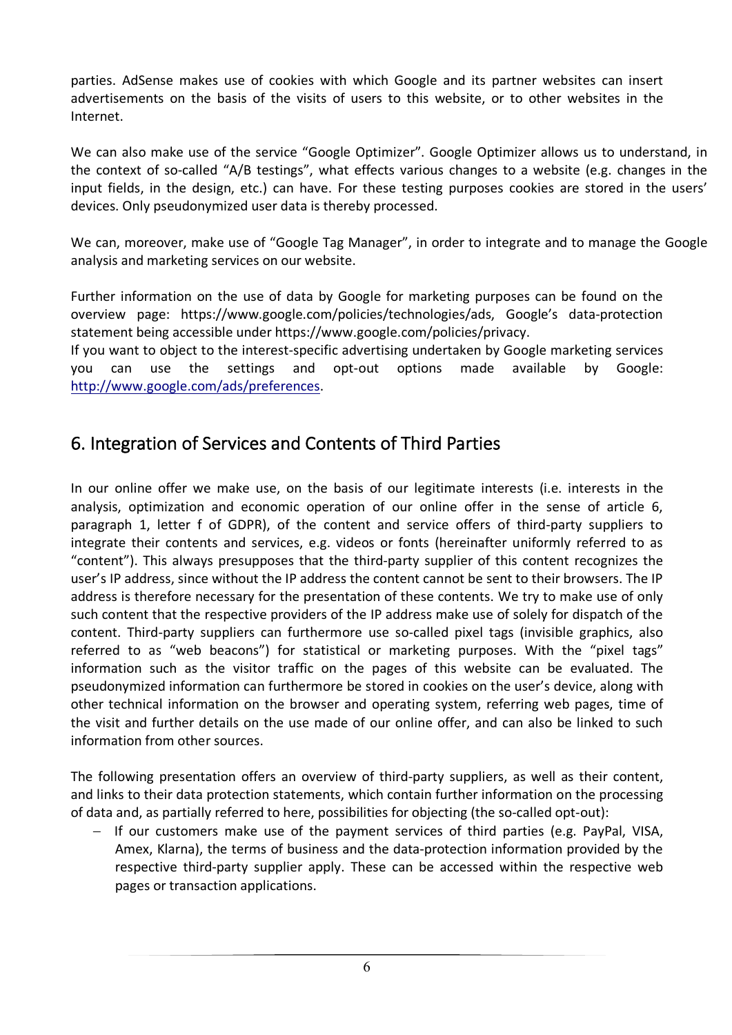parties. AdSense makes use of cookies with which Google and its partner websites can insert advertisements on the basis of the visits of users to this website, or to other websites in the Internet.

We can also make use of the service “Google Optimizer”. Google Optimizer allows us to understand, in the context of so-called “A/B testings”, what effects various changes to a website (e.g. changes in the input fields, in the design, etc.) can have. For these testing purposes cookies are stored in the users’ devices. Only pseudonymized user data is thereby processed.

We can, moreover, make use of “Google Tag Manager”, in order to integrate and to manage the Google analysis and marketing services on our website.

Further information on the use of data by Google for marketing purposes can be found on the overview page: https://www.google.com/policies/technologies/ads, Google’s data-protection statement being accessible under https://www.google.com/policies/privacy.
If you want to object to the interest-specific advertising undertaken by Google marketing services you can use the settings and opt-out options made available by Google: [http://www.google.com/ads/preferences](http://www.google.com/ads/preferences).

## 6. Integration of Services and Contents of Third Parties

In our online offer we make use, on the basis of our legitimate interests (i.e. interests in the analysis, optimization and economic operation of our online offer in the sense of article 6, paragraph 1, letter f of GDPR), of the content and service offers of third-party suppliers to integrate their contents and services, e.g. videos or fonts (hereinafter uniformly referred to as “content”). This always presupposes that the third-party supplier of this content recognizes the user’s IP address, since without the IP address the content cannot be sent to their browsers. The IP address is therefore necessary for the presentation of these contents. We try to make use of only such content that the respective providers of the IP address make use of solely for dispatch of the content. Third-party suppliers can furthermore use so-called pixel tags (invisible graphics, also referred to as “web beacons”) for statistical or marketing purposes. With the “pixel tags” information such as the visitor traffic on the pages of this website can be evaluated. The pseudonymized information can furthermore be stored in cookies on the user’s device, along with other technical information on the browser and operating system, referring web pages, time of the visit and further details on the use made of our online offer, and can also be linked to such information from other sources.

The following presentation offers an overview of third-party suppliers, as well as their content, and links to their data protection statements, which contain further information on the processing of data and, as partially referred to here, possibilities for objecting (the so-called opt-out):

- If our customers make use of the payment services of third parties (e.g. PayPal, VISA, Amex, Klarna), the terms of business and the data-protection information provided by the respective third-party supplier apply. These can be accessed within the respective web pages or transaction applications.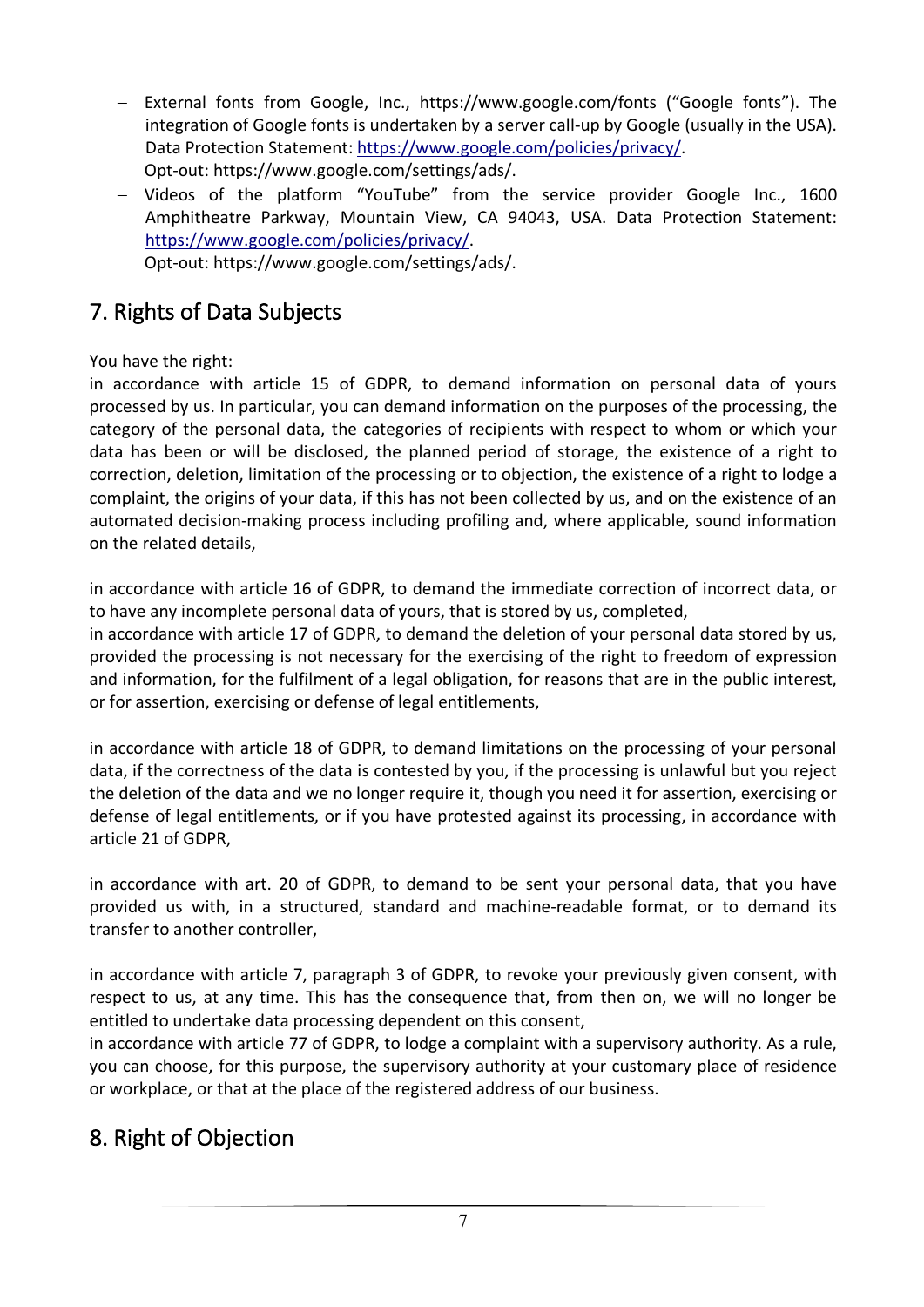- External fonts from Google, Inc., https://www.google.com/fonts ("Google fonts"). The integration of Google fonts is undertaken by a server call-up by Google (usually in the USA). Data Protection Statement: https://www.google.com/policies/privacy/.
  Opt-out: https://www.google.com/settings/ads/.
- Videos of the platform "YouTube" from the service provider Google Inc., 1600 Amphitheatre Parkway, Mountain View, CA 94043, USA. Data Protection Statement: https://www.google.com/policies/privacy/.
  Opt-out: https://www.google.com/settings/ads/.

## 7. Rights of Data Subjects

You have the right:
in accordance with article 15 of GDPR, to demand information on personal data of yours processed by us. In particular, you can demand information on the purposes of the processing, the category of the personal data, the categories of recipients with respect to whom or which your data has been or will be disclosed, the planned period of storage, the existence of a right to correction, deletion, limitation of the processing or to objection, the existence of a right to lodge a complaint, the origins of your data, if this has not been collected by us, and on the existence of an automated decision-making process including profiling and, where applicable, sound information on the related details,

in accordance with article 16 of GDPR, to demand the immediate correction of incorrect data, or to have any incomplete personal data of yours, that is stored by us, completed,
in accordance with article 17 of GDPR, to demand the deletion of your personal data stored by us, provided the processing is not necessary for the exercising of the right to freedom of expression and information, for the fulfilment of a legal obligation, for reasons that are in the public interest, or for assertion, exercising or defense of legal entitlements,

in accordance with article 18 of GDPR, to demand limitations on the processing of your personal data, if the correctness of the data is contested by you, if the processing is unlawful but you reject the deletion of the data and we no longer require it, though you need it for assertion, exercising or defense of legal entitlements, or if you have protested against its processing, in accordance with article 21 of GDPR,

in accordance with art. 20 of GDPR, to demand to be sent your personal data, that you have provided us with, in a structured, standard and machine-readable format, or to demand its transfer to another controller,

in accordance with article 7, paragraph 3 of GDPR, to revoke your previously given consent, with respect to us, at any time. This has the consequence that, from then on, we will no longer be entitled to undertake data processing dependent on this consent,
in accordance with article 77 of GDPR, to lodge a complaint with a supervisory authority. As a rule, you can choose, for this purpose, the supervisory authority at your customary place of residence or workplace, or that at the place of the registered address of our business.

## 8. Right of Objection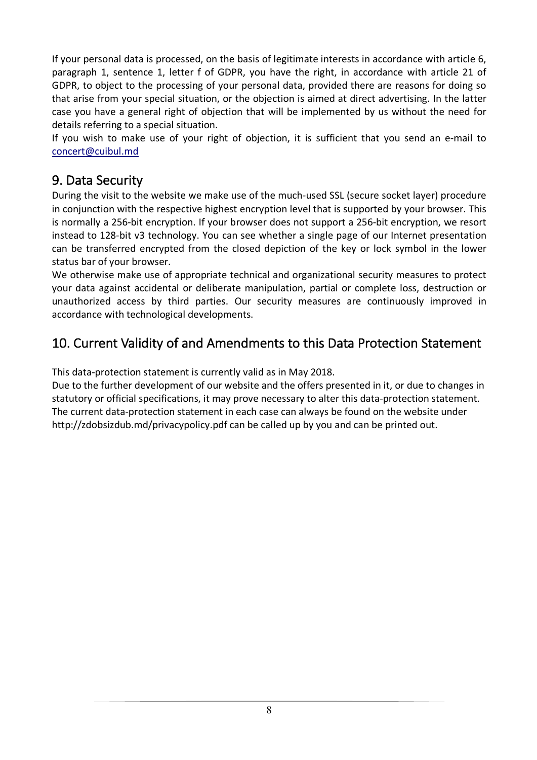If your personal data is processed, on the basis of legitimate interests in accordance with article 6, paragraph 1, sentence 1, letter f of GDPR, you have the right, in accordance with article 21 of GDPR, to object to the processing of your personal data, provided there are reasons for doing so that arise from your special situation, or the objection is aimed at direct advertising. In the latter case you have a general right of objection that will be implemented by us without the need for details referring to a special situation.

If you wish to make use of your right of objection, it is sufficient that you send an e-mail to concert@cuibul.md

## 9. Data Security

During the visit to the website we make use of the much-used SSL (secure socket layer) procedure in conjunction with the respective highest encryption level that is supported by your browser. This is normally a 256-bit encryption. If your browser does not support a 256-bit encryption, we resort instead to 128-bit v3 technology. You can see whether a single page of our Internet presentation can be transferred encrypted from the closed depiction of the key or lock symbol in the lower status bar of your browser.

We otherwise make use of appropriate technical and organizational security measures to protect your data against accidental or deliberate manipulation, partial or complete loss, destruction or unauthorized access by third parties. Our security measures are continuously improved in accordance with technological developments.

## 10. Current Validity of and Amendments to this Data Protection Statement

This data-protection statement is currently valid as in May 2018.

Due to the further development of our website and the offers presented in it, or due to changes in statutory or official specifications, it may prove necessary to alter this data-protection statement. The current data-protection statement in each case can always be found on the website under http://zdobsizdub.md/privacypolicy.pdf can be called up by you and can be printed out.